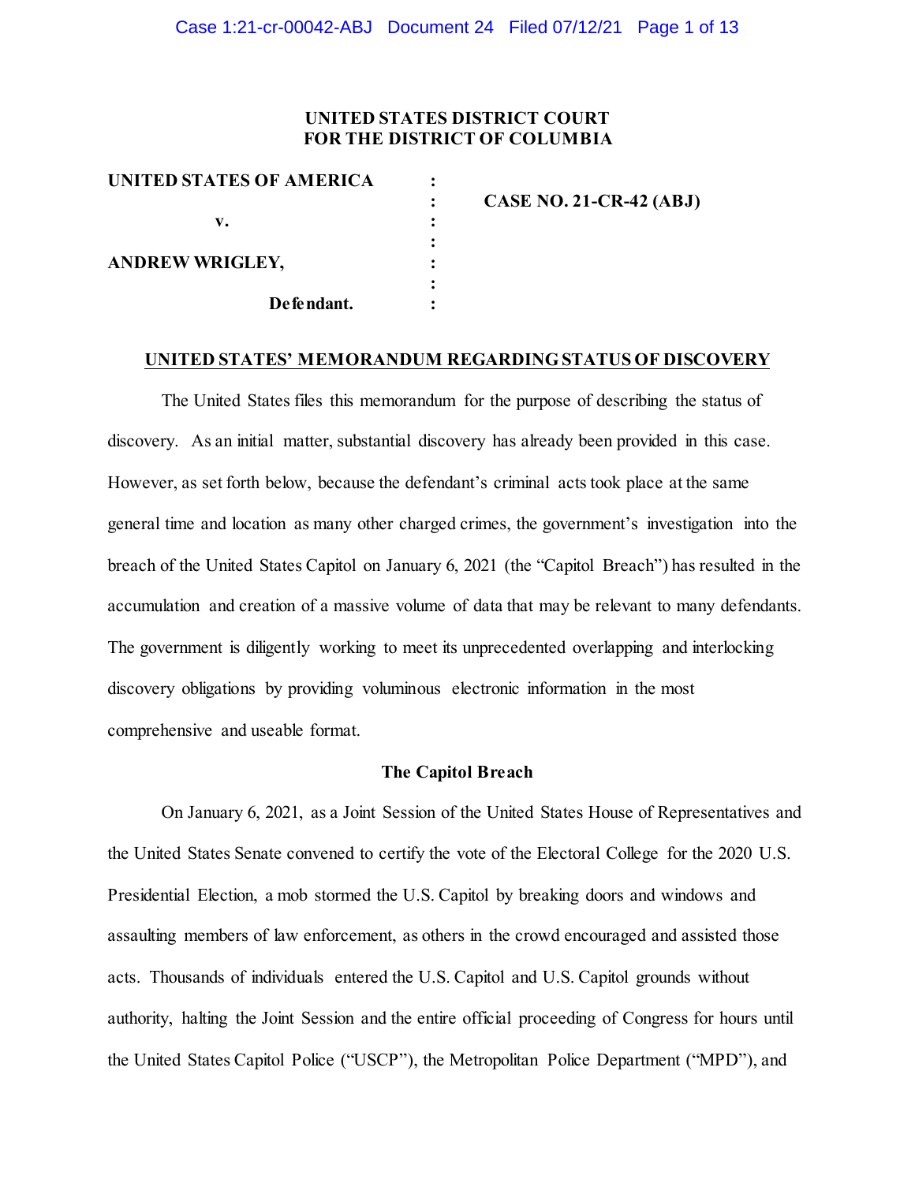UNITED STATES DISTRICT COURT
FOR THE DISTRICT OF COLUMBIA

| | | |
|---|---|---|
| **UNITED STATES OF AMERICA** | : | |
| | : | **CASE NO. 21-CR-42 (ABJ)** |
| **v.** | : | |
| | : | |
| **ANDREW WRIGLEY,** | : | |
| | : | |
| **Defendant.** | : | |

## UNITED STATES' MEMORANDUM REGARDING STATUS OF DISCOVERY

The United States files this memorandum for the purpose of describing the status of discovery. As an initial matter, substantial discovery has already been provided in this case. However, as set forth below, because the defendant's criminal acts took place at the same general time and location as many other charged crimes, the government's investigation into the breach of the United States Capitol on January 6, 2021 (the "Capitol Breach") has resulted in the accumulation and creation of a massive volume of data that may be relevant to many defendants. The government is diligently working to meet its unprecedented overlapping and interlocking discovery obligations by providing voluminous electronic information in the most comprehensive and useable format.

### The Capitol Breach

On January 6, 2021, as a Joint Session of the United States House of Representatives and the United States Senate convened to certify the vote of the Electoral College for the 2020 U.S. Presidential Election, a mob stormed the U.S. Capitol by breaking doors and windows and assaulting members of law enforcement, as others in the crowd encouraged and assisted those acts. Thousands of individuals entered the U.S. Capitol and U.S. Capitol grounds without authority, halting the Joint Session and the entire official proceeding of Congress for hours until the United States Capitol Police ("USCP"), the Metropolitan Police Department ("MPD"), and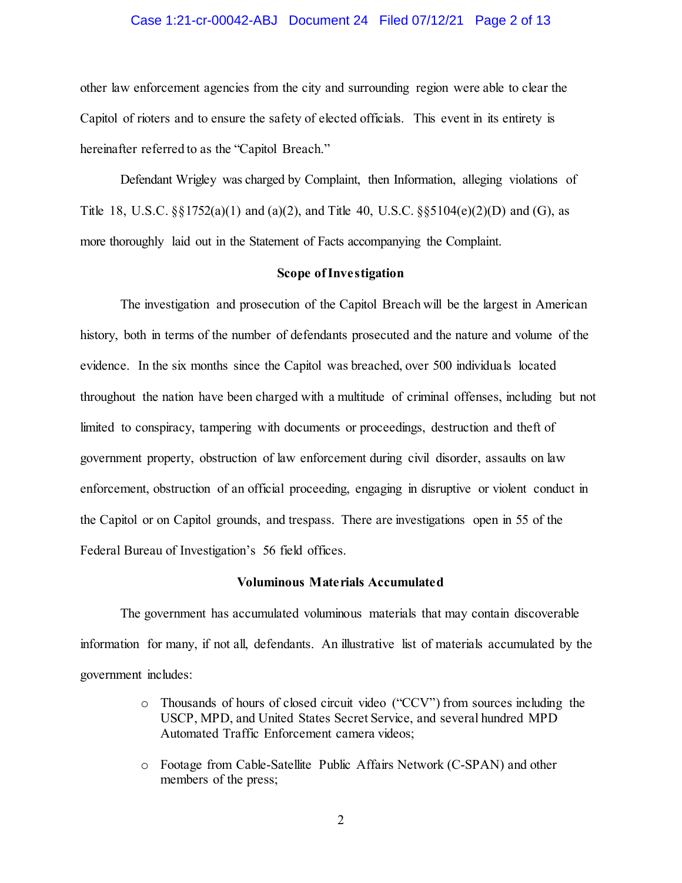other law enforcement agencies from the city and surrounding region were able to clear the Capitol of rioters and to ensure the safety of elected officials. This event in its entirety is hereinafter referred to as the "Capitol Breach."

Defendant Wrigley was charged by Complaint, then Information, alleging violations of Title 18, U.S.C. §§1752(a)(1) and (a)(2), and Title 40, U.S.C. §§5104(e)(2)(D) and (G), as more thoroughly laid out in the Statement of Facts accompanying the Complaint.

**Scope of Investigation**

The investigation and prosecution of the Capitol Breach will be the largest in American history, both in terms of the number of defendants prosecuted and the nature and volume of the evidence. In the six months since the Capitol was breached, over 500 individuals located throughout the nation have been charged with a multitude of criminal offenses, including but not limited to conspiracy, tampering with documents or proceedings, destruction and theft of government property, obstruction of law enforcement during civil disorder, assaults on law enforcement, obstruction of an official proceeding, engaging in disruptive or violent conduct in the Capitol or on Capitol grounds, and trespass. There are investigations open in 55 of the Federal Bureau of Investigation's 56 field offices.

**Voluminous Materials Accumulated**

The government has accumulated voluminous materials that may contain discoverable information for many, if not all, defendants. An illustrative list of materials accumulated by the government includes:

- Thousands of hours of closed circuit video ("CCV") from sources including the USCP, MPD, and United States Secret Service, and several hundred MPD Automated Traffic Enforcement camera videos;
- Footage from Cable-Satellite Public Affairs Network (C-SPAN) and other members of the press;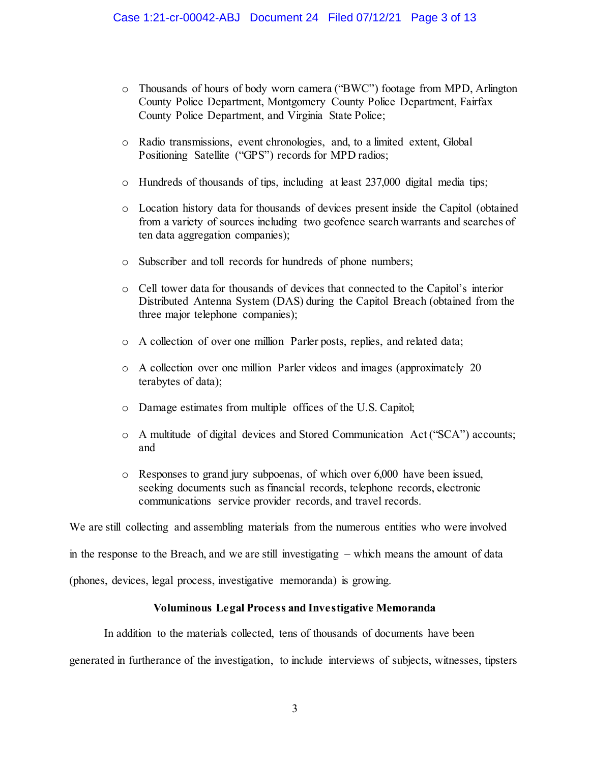- Thousands of hours of body worn camera ("BWC") footage from MPD, Arlington County Police Department, Montgomery County Police Department, Fairfax County Police Department, and Virginia State Police;

- Radio transmissions, event chronologies, and, to a limited extent, Global Positioning Satellite ("GPS") records for MPD radios;

- Hundreds of thousands of tips, including at least 237,000 digital media tips;

- Location history data for thousands of devices present inside the Capitol (obtained from a variety of sources including two geofence search warrants and searches of ten data aggregation companies);

- Subscriber and toll records for hundreds of phone numbers;

- Cell tower data for thousands of devices that connected to the Capitol's interior Distributed Antenna System (DAS) during the Capitol Breach (obtained from the three major telephone companies);

- A collection of over one million Parler posts, replies, and related data;

- A collection over one million Parler videos and images (approximately 20 terabytes of data);

- Damage estimates from multiple offices of the U.S. Capitol;

- A multitude of digital devices and Stored Communication Act ("SCA") accounts; and

- Responses to grand jury subpoenas, of which over 6,000 have been issued, seeking documents such as financial records, telephone records, electronic communications service provider records, and travel records.

We are still collecting and assembling materials from the numerous entities who were involved in the response to the Breach, and we are still investigating – which means the amount of data (phones, devices, legal process, investigative memoranda) is growing.

**Voluminous Legal Process and Investigative Memoranda**

In addition to the materials collected, tens of thousands of documents have been generated in furtherance of the investigation, to include interviews of subjects, witnesses, tipsters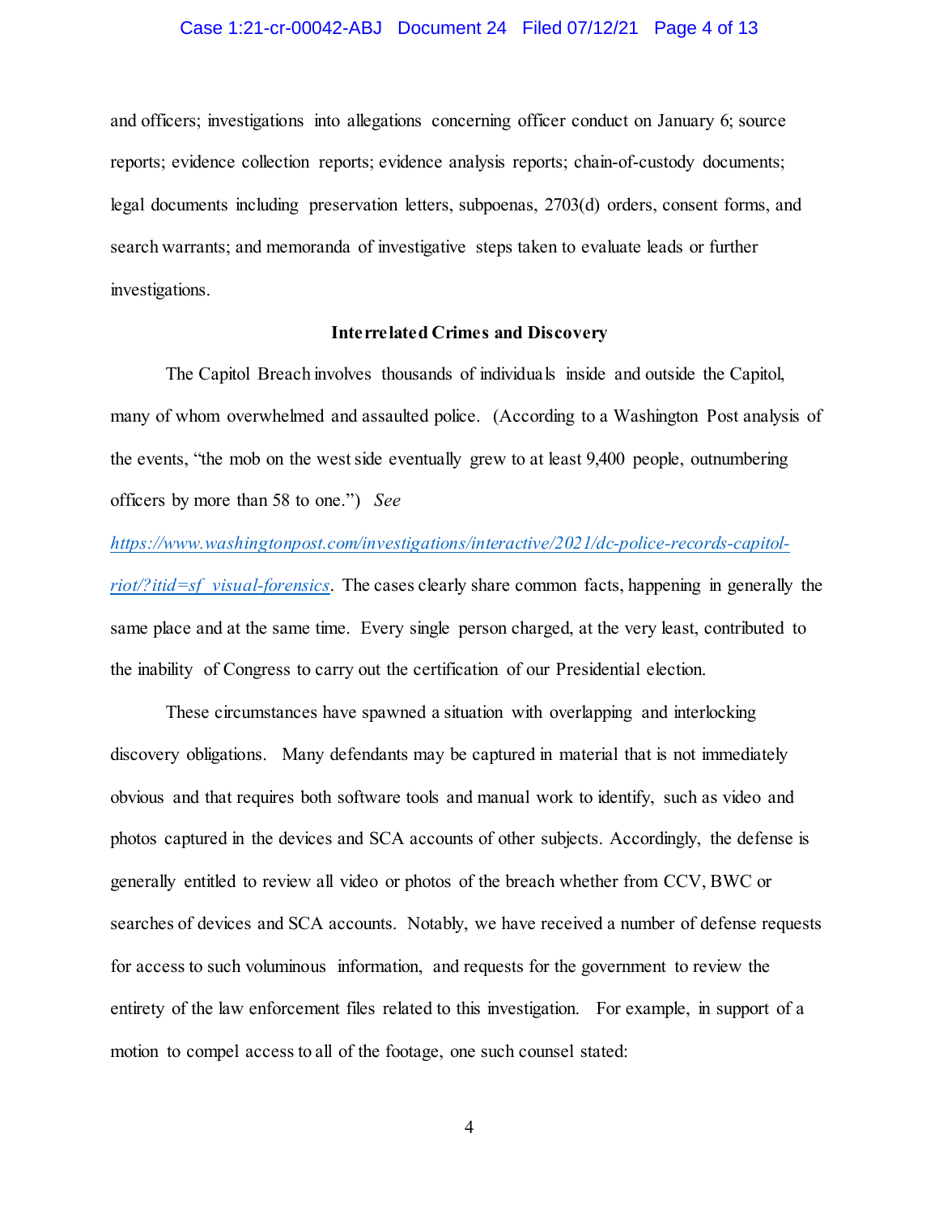and officers; investigations into allegations concerning officer conduct on January 6; source reports; evidence collection reports; evidence analysis reports; chain-of-custody documents; legal documents including preservation letters, subpoenas, 2703(d) orders, consent forms, and search warrants; and memoranda of investigative steps taken to evaluate leads or further investigations.

**Interrelated Crimes and Discovery**

The Capitol Breach involves thousands of individuals inside and outside the Capitol, many of whom overwhelmed and assaulted police. (According to a Washington Post analysis of the events, "the mob on the west side eventually grew to at least 9,400 people, outnumbering officers by more than 58 to one.") *See* [*https://www.washingtonpost.com/investigations/interactive/2021/dc-police-records-capitol-riot/?itid=sf_visual-forensics*](https://www.washingtonpost.com/investigations/interactive/2021/dc-police-records-capitol-riot/?itid=sf_visual-forensics). The cases clearly share common facts, happening in generally the same place and at the same time. Every single person charged, at the very least, contributed to the inability of Congress to carry out the certification of our Presidential election.

These circumstances have spawned a situation with overlapping and interlocking discovery obligations. Many defendants may be captured in material that is not immediately obvious and that requires both software tools and manual work to identify, such as video and photos captured in the devices and SCA accounts of other subjects. Accordingly, the defense is generally entitled to review all video or photos of the breach whether from CCV, BWC or searches of devices and SCA accounts. Notably, we have received a number of defense requests for access to such voluminous information, and requests for the government to review the entirety of the law enforcement files related to this investigation. For example, in support of a motion to compel access to all of the footage, one such counsel stated: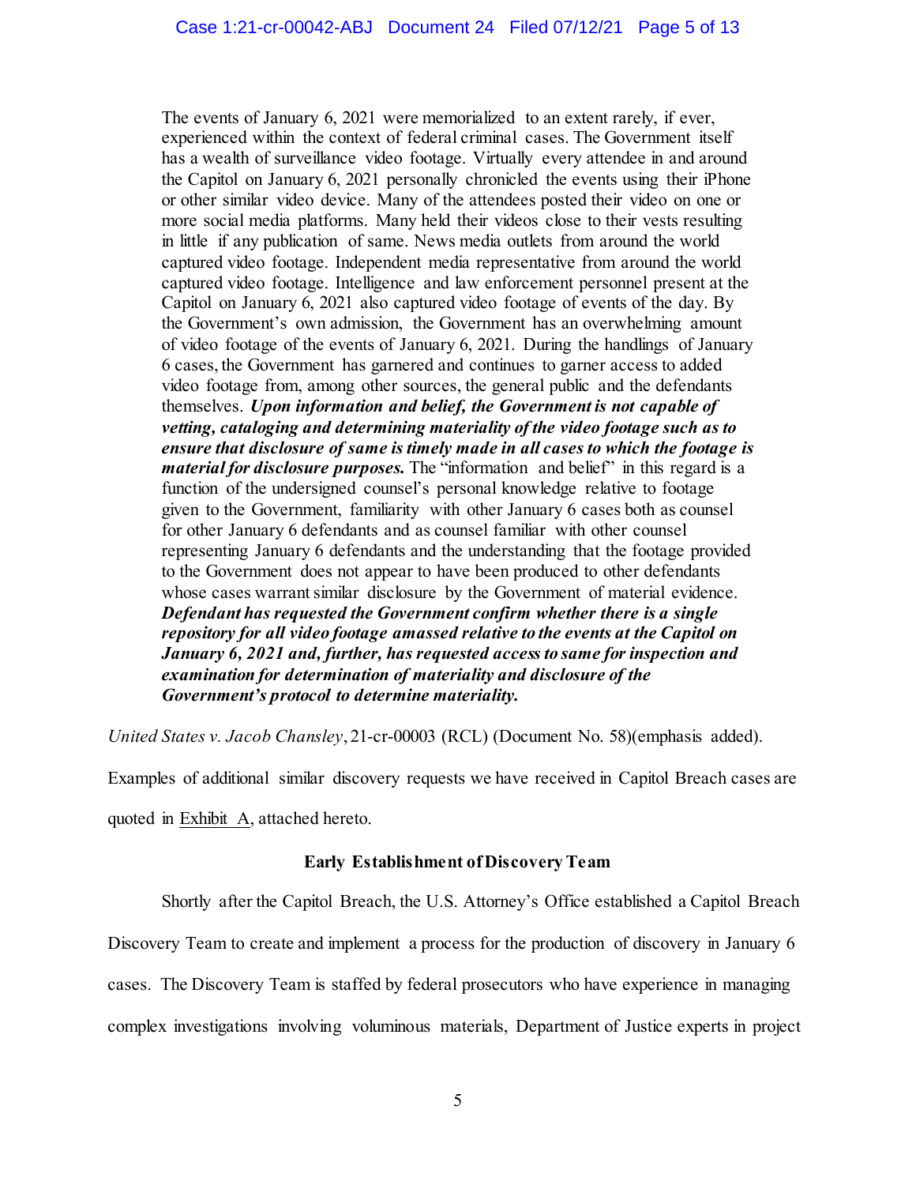> The events of January 6, 2021 were memorialized to an extent rarely, if ever, experienced within the context of federal criminal cases. The Government itself has a wealth of surveillance video footage. Virtually every attendee in and around the Capitol on January 6, 2021 personally chronicled the events using their iPhone or other similar video device. Many of the attendees posted their video on one or more social media platforms. Many held their videos close to their vests resulting in little if any publication of same. News media outlets from around the world captured video footage. Independent media representative from around the world captured video footage. Intelligence and law enforcement personnel present at the Capitol on January 6, 2021 also captured video footage of events of the day. By the Government's own admission, the Government has an overwhelming amount of video footage of the events of January 6, 2021. During the handlings of January 6 cases, the Government has garnered and continues to garner access to added video footage from, among other sources, the general public and the defendants themselves. ***Upon information and belief, the Government is not capable of vetting, cataloging and determining materiality of the video footage such as to ensure that disclosure of same is timely made in all cases to which the footage is material for disclosure purposes.*** The "information and belief" in this regard is a function of the undersigned counsel's personal knowledge relative to footage given to the Government, familiarity with other January 6 cases both as counsel for other January 6 defendants and as counsel familiar with other counsel representing January 6 defendants and the understanding that the footage provided to the Government does not appear to have been produced to other defendants whose cases warrant similar disclosure by the Government of material evidence. ***Defendant has requested the Government confirm whether there is a single repository for all video footage amassed relative to the events at the Capitol on January 6, 2021 and, further, has requested access to same for inspection and examination for determination of materiality and disclosure of the Government's protocol to determine materiality.***

*United States v. Jacob Chansley*, 21-cr-00003 (RCL) (Document No. 58)(emphasis added).

Examples of additional similar discovery requests we have received in Capitol Breach cases are quoted in Exhibit A, attached hereto.

## Early Establishment of Discovery Team

Shortly after the Capitol Breach, the U.S. Attorney's Office established a Capitol Breach Discovery Team to create and implement a process for the production of discovery in January 6 cases. The Discovery Team is staffed by federal prosecutors who have experience in managing complex investigations involving voluminous materials, Department of Justice experts in project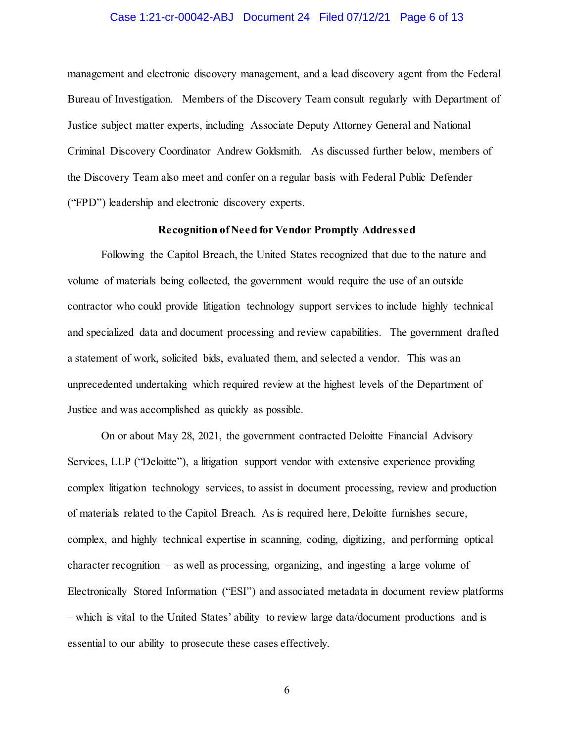management and electronic discovery management, and a lead discovery agent from the Federal Bureau of Investigation. Members of the Discovery Team consult regularly with Department of Justice subject matter experts, including Associate Deputy Attorney General and National Criminal Discovery Coordinator Andrew Goldsmith. As discussed further below, members of the Discovery Team also meet and confer on a regular basis with Federal Public Defender ("FPD") leadership and electronic discovery experts.

**Recognition of Need for Vendor Promptly Addressed**

Following the Capitol Breach, the United States recognized that due to the nature and volume of materials being collected, the government would require the use of an outside contractor who could provide litigation technology support services to include highly technical and specialized data and document processing and review capabilities. The government drafted a statement of work, solicited bids, evaluated them, and selected a vendor. This was an unprecedented undertaking which required review at the highest levels of the Department of Justice and was accomplished as quickly as possible.

On or about May 28, 2021, the government contracted Deloitte Financial Advisory Services, LLP ("Deloitte"), a litigation support vendor with extensive experience providing complex litigation technology services, to assist in document processing, review and production of materials related to the Capitol Breach. As is required here, Deloitte furnishes secure, complex, and highly technical expertise in scanning, coding, digitizing, and performing optical character recognition – as well as processing, organizing, and ingesting a large volume of Electronically Stored Information ("ESI") and associated metadata in document review platforms – which is vital to the United States' ability to review large data/document productions and is essential to our ability to prosecute these cases effectively.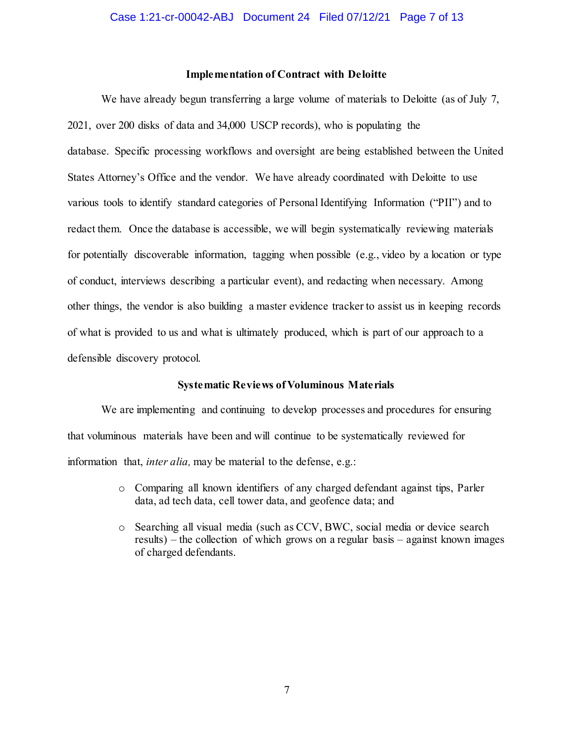## Implementation of Contract with Deloitte

We have already begun transferring a large volume of materials to Deloitte (as of July 7, 2021, over 200 disks of data and 34,000 USCP records), who is populating the database. Specific processing workflows and oversight are being established between the United States Attorney's Office and the vendor. We have already coordinated with Deloitte to use various tools to identify standard categories of Personal Identifying Information ("PII") and to redact them. Once the database is accessible, we will begin systematically reviewing materials for potentially discoverable information, tagging when possible (e.g., video by a location or type of conduct, interviews describing a particular event), and redacting when necessary. Among other things, the vendor is also building a master evidence tracker to assist us in keeping records of what is provided to us and what is ultimately produced, which is part of our approach to a defensible discovery protocol.

## Systematic Reviews of Voluminous Materials

We are implementing and continuing to develop processes and procedures for ensuring that voluminous materials have been and will continue to be systematically reviewed for information that, *inter alia,* may be material to the defense, e.g.:

- Comparing all known identifiers of any charged defendant against tips, Parler data, ad tech data, cell tower data, and geofence data; and
- Searching all visual media (such as CCV, BWC, social media or device search results) – the collection of which grows on a regular basis – against known images of charged defendants.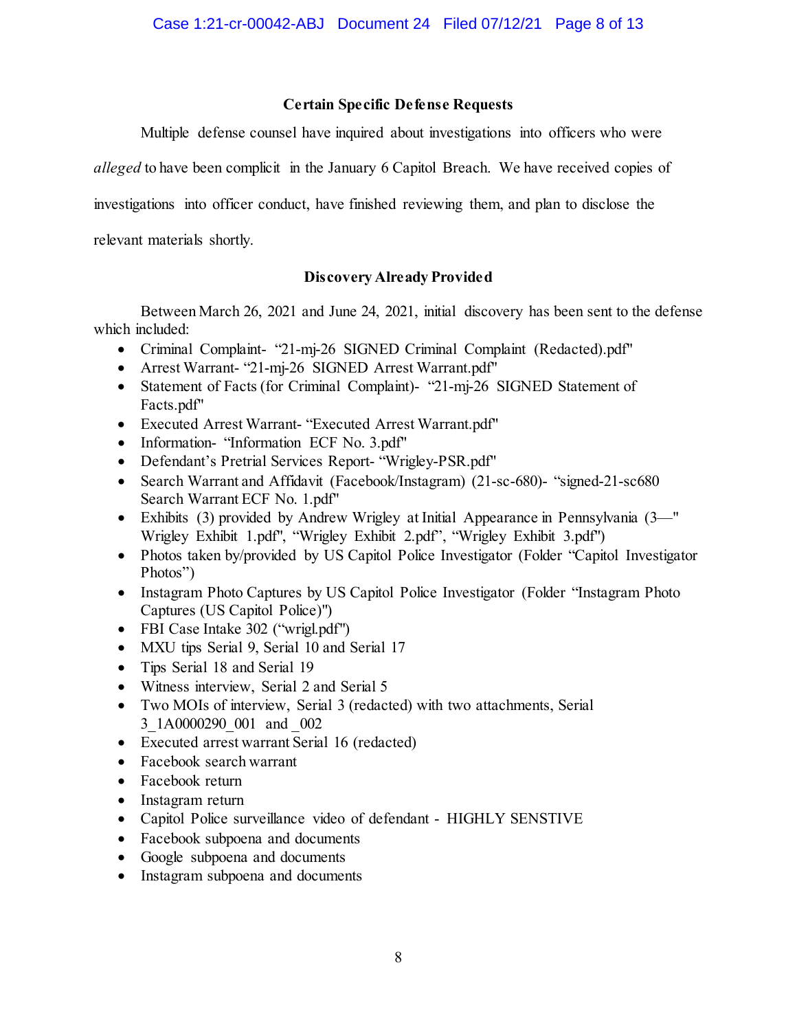### Certain Specific Defense Requests

Multiple defense counsel have inquired about investigations into officers who were *alleged* to have been complicit in the January 6 Capitol Breach. We have received copies of investigations into officer conduct, have finished reviewing them, and plan to disclose the relevant materials shortly.

### Discovery Already Provided

Between March 26, 2021 and June 24, 2021, initial discovery has been sent to the defense which included:

- Criminal Complaint- "21-mj-26 SIGNED Criminal Complaint (Redacted).pdf"
- Arrest Warrant- "21-mj-26 SIGNED Arrest Warrant.pdf"
- Statement of Facts (for Criminal Complaint)- "21-mj-26 SIGNED Statement of Facts.pdf"
- Executed Arrest Warrant- "Executed Arrest Warrant.pdf"
- Information- "Information ECF No. 3.pdf"
- Defendant's Pretrial Services Report- "Wrigley-PSR.pdf"
- Search Warrant and Affidavit (Facebook/Instagram) (21-sc-680)- "signed-21-sc680 Search Warrant ECF No. 1.pdf"
- Exhibits (3) provided by Andrew Wrigley at Initial Appearance in Pennsylvania (3—" Wrigley Exhibit 1.pdf", "Wrigley Exhibit 2.pdf", "Wrigley Exhibit 3.pdf")
- Photos taken by/provided by US Capitol Police Investigator (Folder "Capitol Investigator Photos")
- Instagram Photo Captures by US Capitol Police Investigator (Folder "Instagram Photo Captures (US Capitol Police)")
- FBI Case Intake 302 ("wrigl.pdf")
- MXU tips Serial 9, Serial 10 and Serial 17
- Tips Serial 18 and Serial 19
- Witness interview, Serial 2 and Serial 5
- Two MOIs of interview, Serial 3 (redacted) with two attachments, Serial 3_1A0000290_001 and _002
- Executed arrest warrant Serial 16 (redacted)
- Facebook search warrant
- Facebook return
- Instagram return
- Capitol Police surveillance video of defendant - HIGHLY SENSTIVE
- Facebook subpoena and documents
- Google subpoena and documents
- Instagram subpoena and documents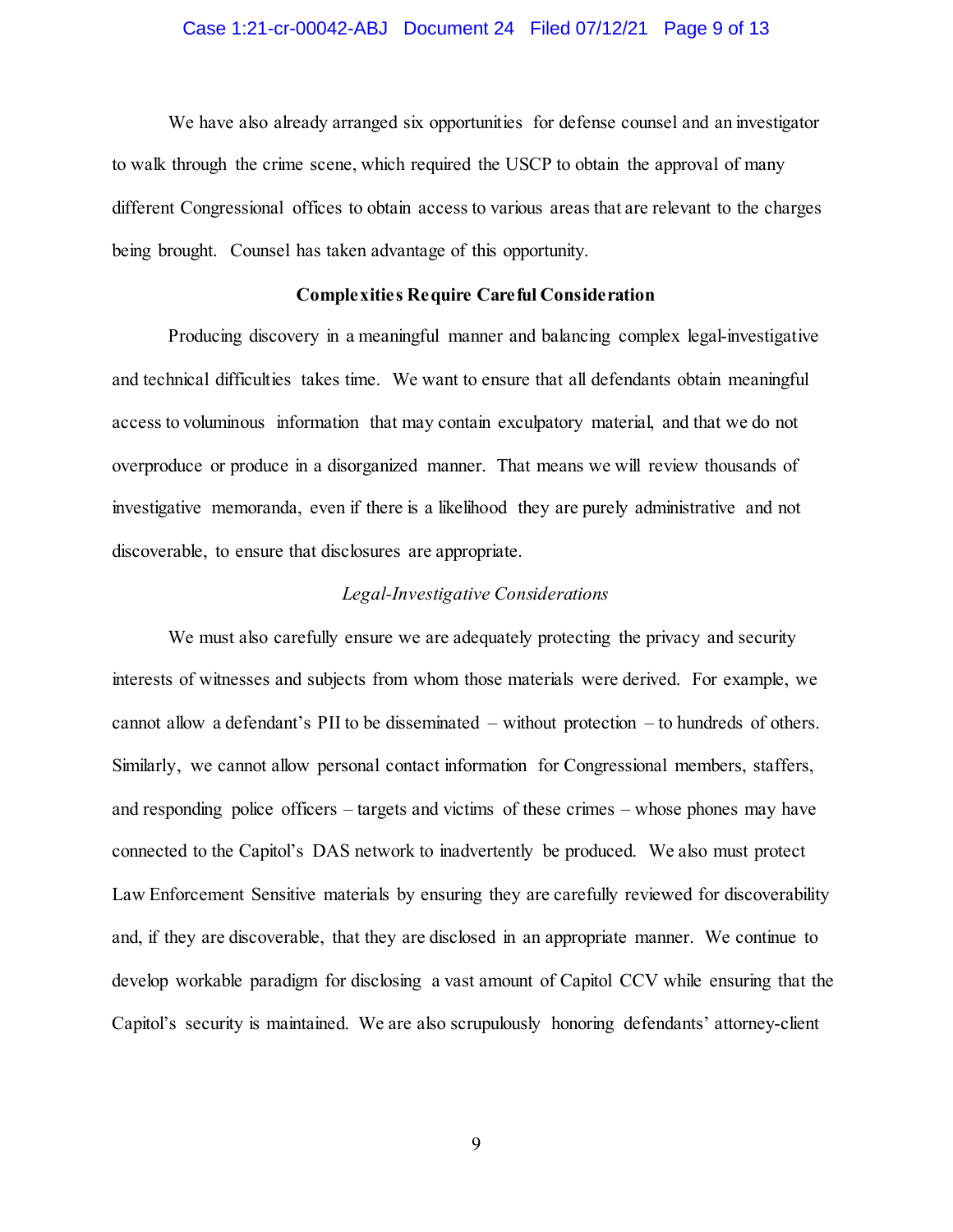We have also already arranged six opportunities for defense counsel and an investigator to walk through the crime scene, which required the USCP to obtain the approval of many different Congressional offices to obtain access to various areas that are relevant to the charges being brought. Counsel has taken advantage of this opportunity.

**Complexities Require Careful Consideration**

Producing discovery in a meaningful manner and balancing complex legal-investigative and technical difficulties takes time. We want to ensure that all defendants obtain meaningful access to voluminous information that may contain exculpatory material, and that we do not overproduce or produce in a disorganized manner. That means we will review thousands of investigative memoranda, even if there is a likelihood they are purely administrative and not discoverable, to ensure that disclosures are appropriate.

*Legal-Investigative Considerations*

We must also carefully ensure we are adequately protecting the privacy and security interests of witnesses and subjects from whom those materials were derived. For example, we cannot allow a defendant's PII to be disseminated – without protection – to hundreds of others. Similarly, we cannot allow personal contact information for Congressional members, staffers, and responding police officers – targets and victims of these crimes – whose phones may have connected to the Capitol's DAS network to inadvertently be produced. We also must protect Law Enforcement Sensitive materials by ensuring they are carefully reviewed for discoverability and, if they are discoverable, that they are disclosed in an appropriate manner. We continue to develop workable paradigm for disclosing a vast amount of Capitol CCV while ensuring that the Capitol's security is maintained. We are also scrupulously honoring defendants' attorney-client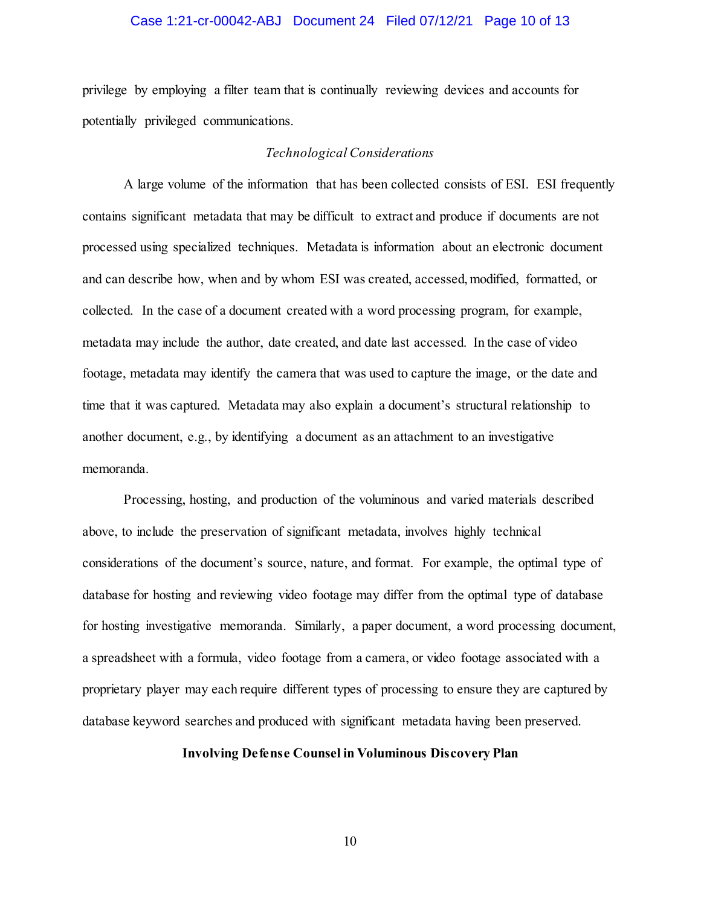privilege by employing a filter team that is continually reviewing devices and accounts for potentially privileged communications.

*Technological Considerations*

A large volume of the information that has been collected consists of ESI. ESI frequently contains significant metadata that may be difficult to extract and produce if documents are not processed using specialized techniques. Metadata is information about an electronic document and can describe how, when and by whom ESI was created, accessed, modified, formatted, or collected. In the case of a document created with a word processing program, for example, metadata may include the author, date created, and date last accessed. In the case of video footage, metadata may identify the camera that was used to capture the image, or the date and time that it was captured. Metadata may also explain a document's structural relationship to another document, e.g., by identifying a document as an attachment to an investigative memoranda.

Processing, hosting, and production of the voluminous and varied materials described above, to include the preservation of significant metadata, involves highly technical considerations of the document's source, nature, and format. For example, the optimal type of database for hosting and reviewing video footage may differ from the optimal type of database for hosting investigative memoranda. Similarly, a paper document, a word processing document, a spreadsheet with a formula, video footage from a camera, or video footage associated with a proprietary player may each require different types of processing to ensure they are captured by database keyword searches and produced with significant metadata having been preserved.

**Involving Defense Counsel in Voluminous Discovery Plan**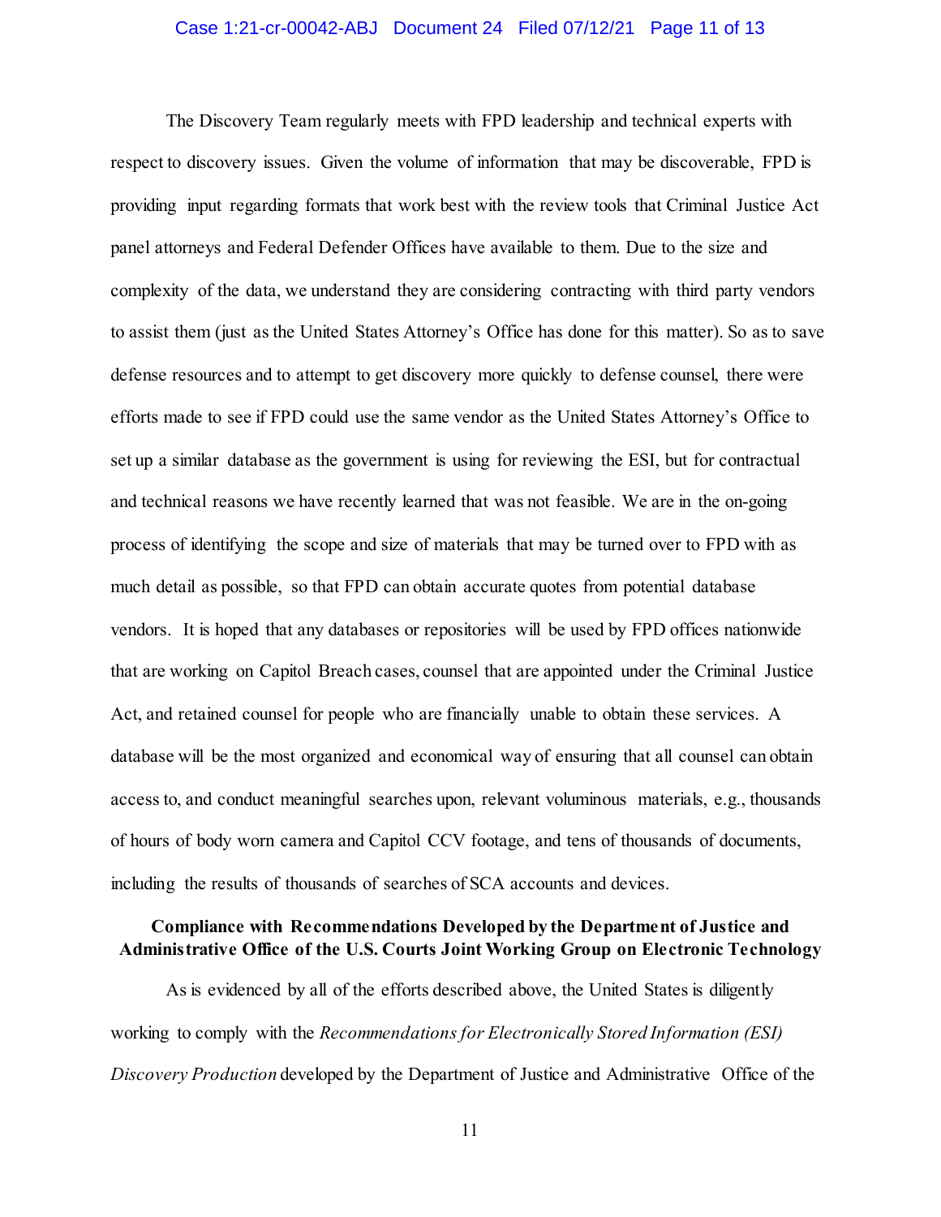The Discovery Team regularly meets with FPD leadership and technical experts with respect to discovery issues. Given the volume of information that may be discoverable, FPD is providing input regarding formats that work best with the review tools that Criminal Justice Act panel attorneys and Federal Defender Offices have available to them. Due to the size and complexity of the data, we understand they are considering contracting with third party vendors to assist them (just as the United States Attorney's Office has done for this matter). So as to save defense resources and to attempt to get discovery more quickly to defense counsel, there were efforts made to see if FPD could use the same vendor as the United States Attorney's Office to set up a similar database as the government is using for reviewing the ESI, but for contractual and technical reasons we have recently learned that was not feasible. We are in the on-going process of identifying the scope and size of materials that may be turned over to FPD with as much detail as possible, so that FPD can obtain accurate quotes from potential database vendors. It is hoped that any databases or repositories will be used by FPD offices nationwide that are working on Capitol Breach cases, counsel that are appointed under the Criminal Justice Act, and retained counsel for people who are financially unable to obtain these services. A database will be the most organized and economical way of ensuring that all counsel can obtain access to, and conduct meaningful searches upon, relevant voluminous materials, e.g., thousands of hours of body worn camera and Capitol CCV footage, and tens of thousands of documents, including the results of thousands of searches of SCA accounts and devices.

**Compliance with Recommendations Developed by the Department of Justice and Administrative Office of the U.S. Courts Joint Working Group on Electronic Technology**

As is evidenced by all of the efforts described above, the United States is diligently working to comply with the *Recommendations for Electronically Stored Information (ESI) Discovery Production* developed by the Department of Justice and Administrative Office of the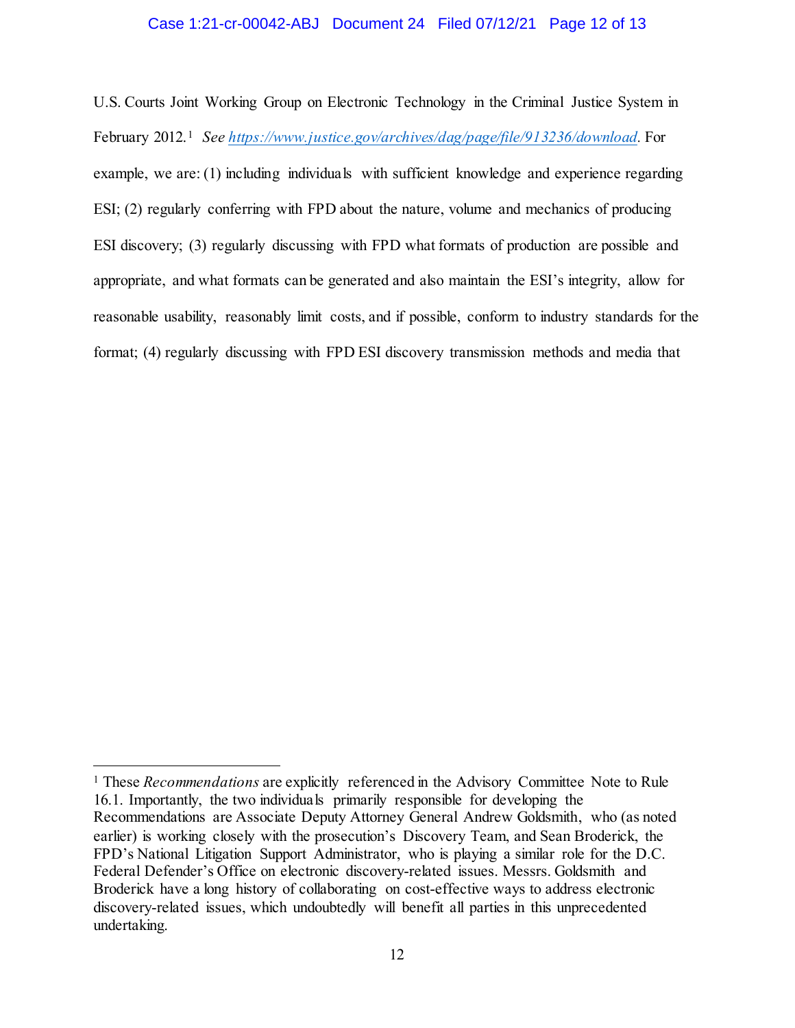U.S. Courts Joint Working Group on Electronic Technology in the Criminal Justice System in February 2012.[1] *See* https://www.justice.gov/archives/dag/page/file/913236/download. For example, we are: (1) including individuals with sufficient knowledge and experience regarding ESI; (2) regularly conferring with FPD about the nature, volume and mechanics of producing ESI discovery; (3) regularly discussing with FPD what formats of production are possible and appropriate, and what formats can be generated and also maintain the ESI's integrity, allow for reasonable usability, reasonably limit costs, and if possible, conform to industry standards for the format; (4) regularly discussing with FPD ESI discovery transmission methods and media that

---

[1] These *Recommendations* are explicitly referenced in the Advisory Committee Note to Rule 16.1. Importantly, the two individuals primarily responsible for developing the Recommendations are Associate Deputy Attorney General Andrew Goldsmith, who (as noted earlier) is working closely with the prosecution's Discovery Team, and Sean Broderick, the FPD's National Litigation Support Administrator, who is playing a similar role for the D.C. Federal Defender's Office on electronic discovery-related issues. Messrs. Goldsmith and Broderick have a long history of collaborating on cost-effective ways to address electronic discovery-related issues, which undoubtedly will benefit all parties in this unprecedented undertaking.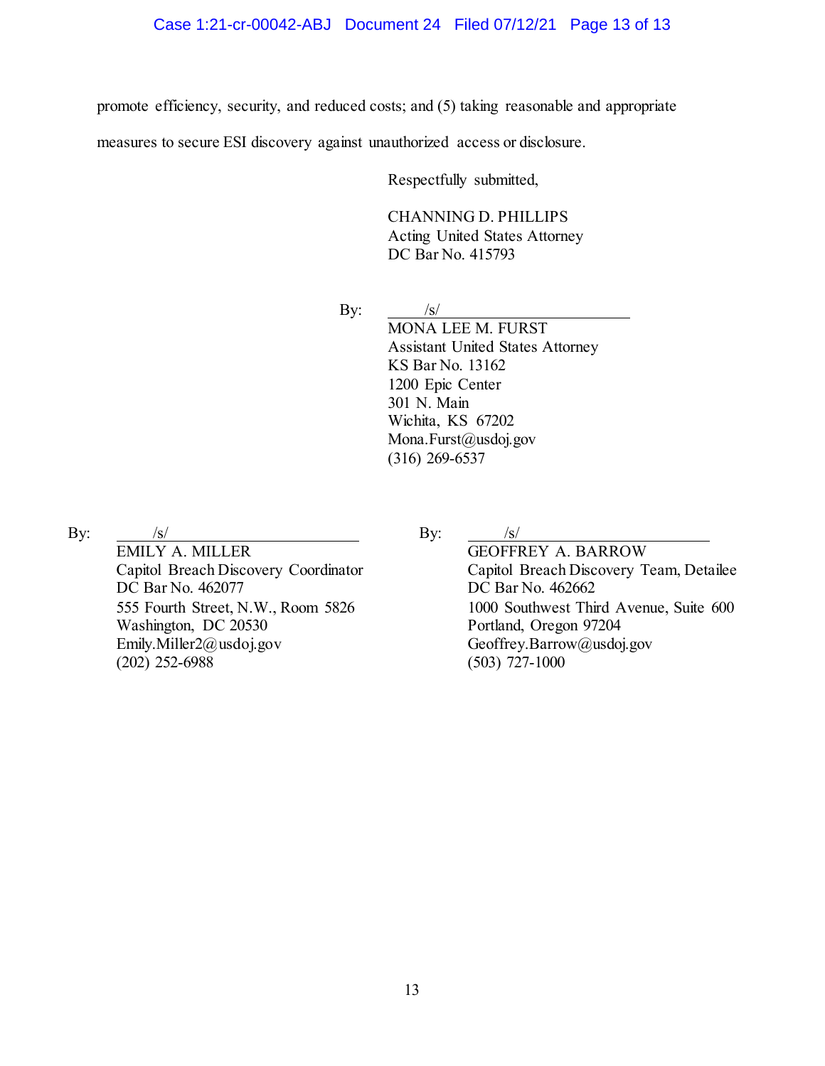promote efficiency, security, and reduced costs; and (5) taking reasonable and appropriate measures to secure ESI discovery against unauthorized access or disclosure.

Respectfully submitted,

CHANNING D. PHILLIPS
Acting United States Attorney
DC Bar No. 415793

By: /s/
MONA LEE M. FURST
Assistant United States Attorney
KS Bar No. 13162
1200 Epic Center
301 N. Main
Wichita, KS 67202
Mona.Furst@usdoj.gov
(316) 269-6537

By: /s/
EMILY A. MILLER
Capitol Breach Discovery Coordinator
DC Bar No. 462077
555 Fourth Street, N.W., Room 5826
Washington, DC 20530
Emily.Miller2@usdoj.gov
(202) 252-6988

By: /s/
GEOFFREY A. BARROW
Capitol Breach Discovery Team, Detailee
DC Bar No. 462662
1000 Southwest Third Avenue, Suite 600
Portland, Oregon 97204
Geoffrey.Barrow@usdoj.gov
(503) 727-1000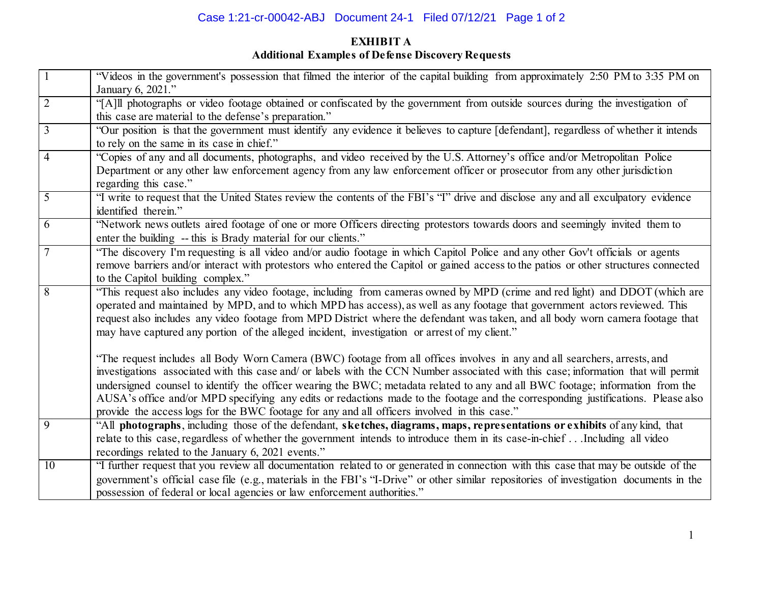**EXHIBIT A**
**Additional Examples of Defense Discovery Requests**

| | |
|---|---|
| 1 | "Videos in the government's possession that filmed the interior of the capital building from approximately 2:50 PM to 3:35 PM on January 6, 2021." |
| 2 | "[A]ll photographs or video footage obtained or confiscated by the government from outside sources during the investigation of this case are material to the defense's preparation." |
| 3 | "Our position is that the government must identify any evidence it believes to capture [defendant], regardless of whether it intends to rely on the same in its case in chief." |
| 4 | "Copies of any and all documents, photographs, and video received by the U.S. Attorney's office and/or Metropolitan Police Department or any other law enforcement agency from any law enforcement officer or prosecutor from any other jurisdiction regarding this case." |
| 5 | "I write to request that the United States review the contents of the FBI's "I" drive and disclose any and all exculpatory evidence identified therein." |
| 6 | "Network news outlets aired footage of one or more Officers directing protestors towards doors and seemingly invited them to enter the building -- this is Brady material for our clients." |
| 7 | "The discovery I'm requesting is all video and/or audio footage in which Capitol Police and any other Gov't officials or agents remove barriers and/or interact with protestors who entered the Capitol or gained access to the patios or other structures connected to the Capitol building complex." |
| 8 | "This request also includes any video footage, including from cameras owned by MPD (crime and red light) and DDOT (which are operated and maintained by MPD, and to which MPD has access), as well as any footage that government actors reviewed. This request also includes any video footage from MPD District where the defendant was taken, and all body worn camera footage that may have captured any portion of the alleged incident, investigation or arrest of my client."<br><br>"The request includes all Body Worn Camera (BWC) footage from all offices involves in any and all searchers, arrests, and investigations associated with this case and/ or labels with the CCN Number associated with this case; information that will permit undersigned counsel to identify the officer wearing the BWC; metadata related to any and all BWC footage; information from the AUSA's office and/or MPD specifying any edits or redactions made to the footage and the corresponding justifications. Please also provide the access logs for the BWC footage for any and all officers involved in this case." |
| 9 | "All **photographs**, including those of the defendant, **sketches, diagrams, maps, representations or exhibits** of any kind, that relate to this case, regardless of whether the government intends to introduce them in its case-in-chief . . .Including all video recordings related to the January 6, 2021 events." |
| 10 | "I further request that you review all documentation related to or generated in connection with this case that may be outside of the government's official case file (e.g., materials in the FBI's "I-Drive" or other similar repositories of investigation documents in the possession of federal or local agencies or law enforcement authorities." |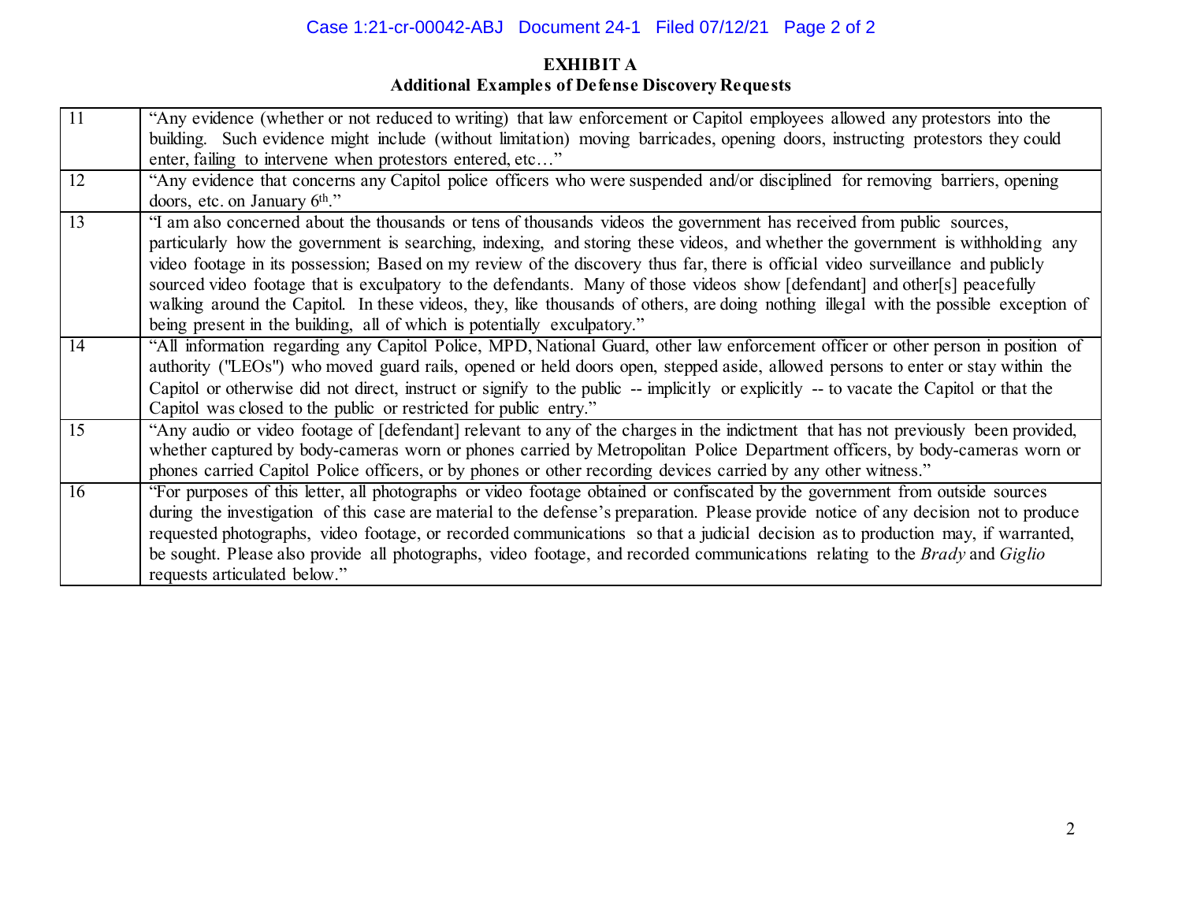**EXHIBIT A**
**Additional Examples of Defense Discovery Requests**

| | |
|---|---|
| 11 | "Any evidence (whether or not reduced to writing) that law enforcement or Capitol employees allowed any protestors into the building. Such evidence might include (without limitation) moving barricades, opening doors, instructing protestors they could enter, failing to intervene when protestors entered, etc…" |
| 12 | "Any evidence that concerns any Capitol police officers who were suspended and/or disciplined for removing barriers, opening doors, etc. on January 6th." |
| 13 | "I am also concerned about the thousands or tens of thousands videos the government has received from public sources, particularly how the government is searching, indexing, and storing these videos, and whether the government is withholding any video footage in its possession; Based on my review of the discovery thus far, there is official video surveillance and publicly sourced video footage that is exculpatory to the defendants. Many of those videos show [defendant] and other[s] peacefully walking around the Capitol. In these videos, they, like thousands of others, are doing nothing illegal with the possible exception of being present in the building, all of which is potentially exculpatory." |
| 14 | "All information regarding any Capitol Police, MPD, National Guard, other law enforcement officer or other person in position of authority ("LEOs") who moved guard rails, opened or held doors open, stepped aside, allowed persons to enter or stay within the Capitol or otherwise did not direct, instruct or signify to the public -- implicitly or explicitly -- to vacate the Capitol or that the Capitol was closed to the public or restricted for public entry." |
| 15 | "Any audio or video footage of [defendant] relevant to any of the charges in the indictment that has not previously been provided, whether captured by body-cameras worn or phones carried by Metropolitan Police Department officers, by body-cameras worn or phones carried Capitol Police officers, or by phones or other recording devices carried by any other witness." |
| 16 | "For purposes of this letter, all photographs or video footage obtained or confiscated by the government from outside sources during the investigation of this case are material to the defense's preparation. Please provide notice of any decision not to produce requested photographs, video footage, or recorded communications so that a judicial decision as to production may, if warranted, be sought. Please also provide all photographs, video footage, and recorded communications relating to the *Brady* and *Giglio* requests articulated below." |